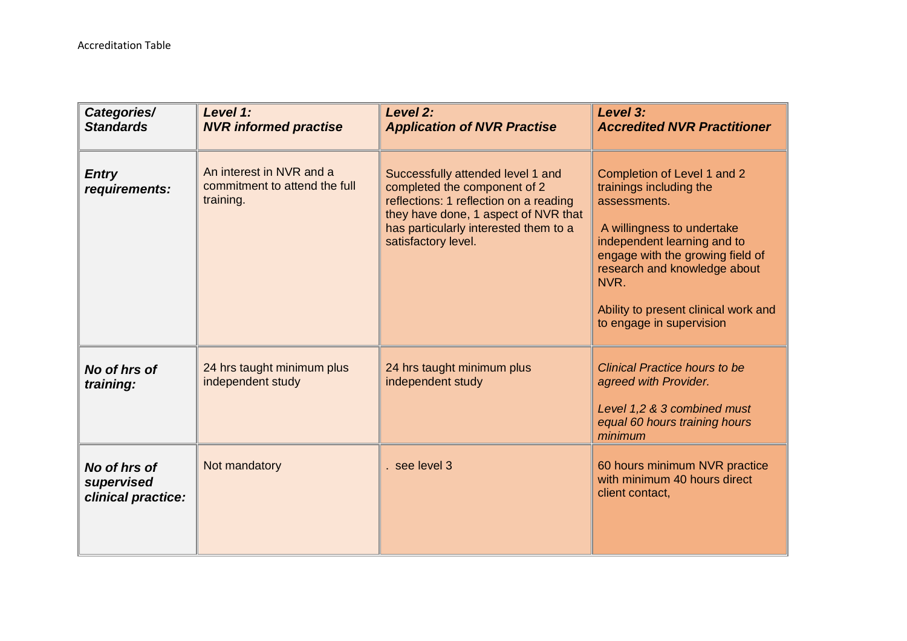Accreditation Table

| ***Categories/ Standards*** | ***Level 1: NVR informed practise*** | ***Level 2: Application of NVR Practise*** | ***Level 3: Accredited NVR Practitioner*** |
|---|---|---|---|
| ***Entry requirements:*** | An interest in NVR and a commitment to attend the full training. | Successfully attended level 1 and completed the component of 2 reflections: 1 reflection on a reading they have done, 1 aspect of NVR that has particularly interested them to a satisfactory level. | Completion of Level 1 and 2 trainings including the assessments.<br><br>A willingness to undertake independent learning and to engage with the growing field of research and knowledge about NVR.<br><br>Ability to present clinical work and to engage in supervision |
| ***No of hrs of training:*** | 24 hrs taught minimum plus independent study | 24 hrs taught minimum plus independent study | *Clinical Practice hours to be agreed with Provider.*<br><br>*Level 1,2 & 3 combined must equal 60 hours training hours minimum* |
| ***No of hrs of supervised clinical practice:*** | Not mandatory | . see level 3 | 60 hours minimum NVR practice with minimum 40 hours direct client contact, |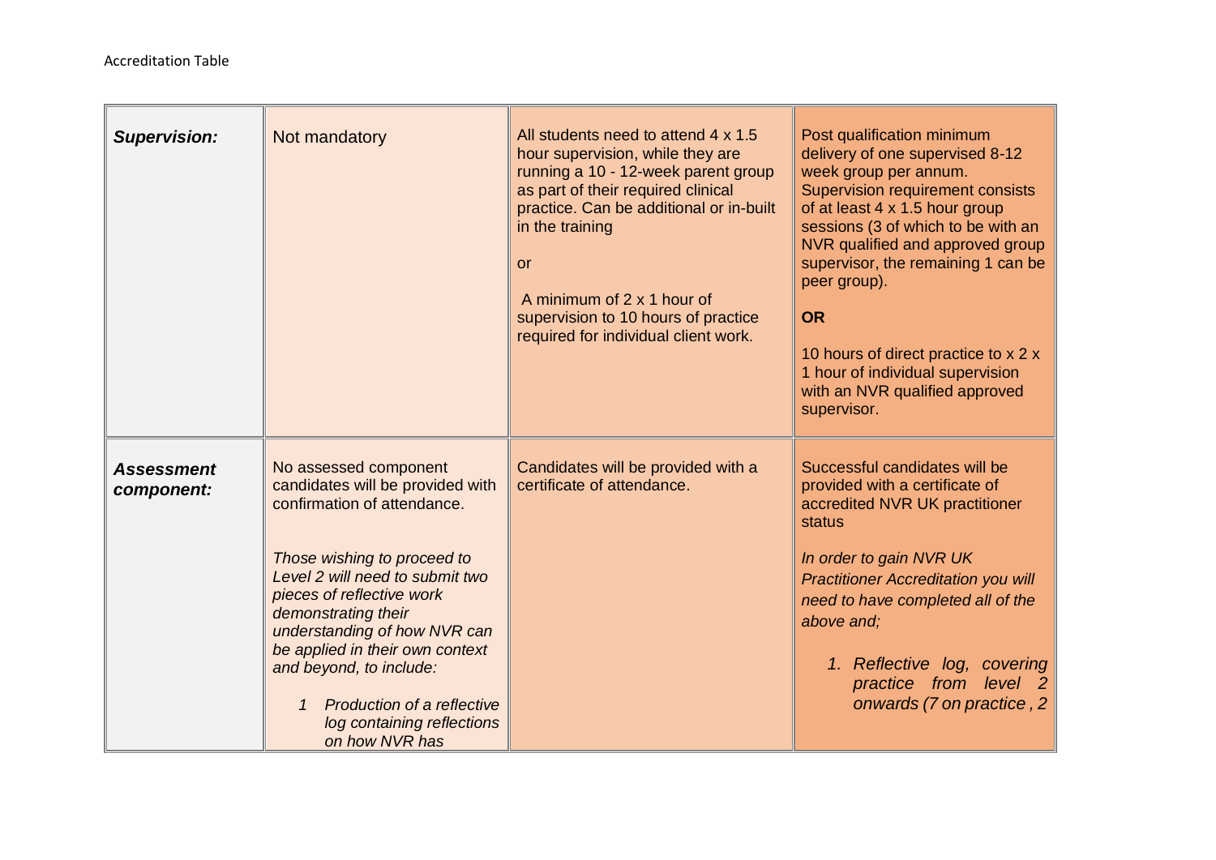Accreditation Table

| | | | |
|---|---|---|---|
| ***Supervision:*** | Not mandatory | All students need to attend 4 x 1.5 hour supervision, while they are running a 10 - 12-week parent group as part of their required clinical practice. Can be additional or in-built in the training<br><br>or<br><br>A minimum of 2 x 1 hour of supervision to 10 hours of practice required for individual client work. | Post qualification minimum delivery of one supervised 8-12 week group per annum. Supervision requirement consists of at least 4 x 1.5 hour group sessions (3 of which to be with an NVR qualified and approved group supervisor, the remaining 1 can be peer group).<br><br>**OR**<br><br>10 hours of direct practice to x 2 x 1 hour of individual supervision with an NVR qualified approved supervisor. |
| ***Assessment component:*** | No assessed component candidates will be provided with confirmation of attendance.<br><br>*Those wishing to proceed to Level 2 will need to submit two pieces of reflective work demonstrating their understanding of how NVR can be applied in their own context and beyond, to include:*<br><br>*1 Production of a reflective log containing reflections on how NVR has* | Candidates will be provided with a certificate of attendance. | Successful candidates will be provided with a certificate of accredited NVR UK practitioner status<br><br>*In order to gain NVR UK Practitioner Accreditation you will need to have completed all of the above and;*<br><br>*1. Reflective log, covering practice from level 2 onwards (7 on practice , 2* |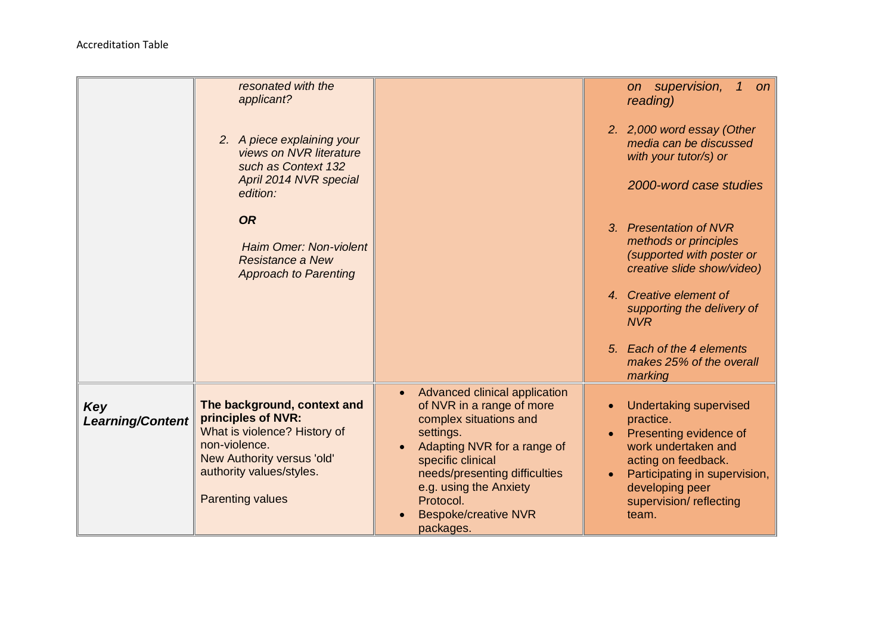| | | | |
|---|---|---|---|
| | *resonated with the applicant?*<br><br>2. *A piece explaining your views on NVR literature such as Context 132 April 2014 NVR special edition:*<br><br>***OR***<br><br>*Haim Omer: Non-violent Resistance a New Approach to Parenting* | | *on supervision, 1 on reading)*<br><br>2. *2,000 word essay (Other media can be discussed with your tutor/s) or*<br><br>*2000-word case studies*<br><br>3. *Presentation of NVR methods or principles (supported with poster or creative slide show/video)*<br><br>4. *Creative element of supporting the delivery of NVR*<br><br>5. *Each of the 4 elements makes 25% of the overall marking* |
| ***Key Learning/Content*** | **The background, context and principles of NVR:**<br>What is violence? History of non-violence.<br>New Authority versus 'old' authority values/styles.<br><br>Parenting values | • Advanced clinical application of NVR in a range of more complex situations and settings.<br>• Adapting NVR for a range of specific clinical needs/presenting difficulties e.g. using the Anxiety Protocol.<br>• Bespoke/creative NVR packages. | • Undertaking supervised practice.<br>• Presenting evidence of work undertaken and acting on feedback.<br>• Participating in supervision, developing peer supervision/ reflecting team. |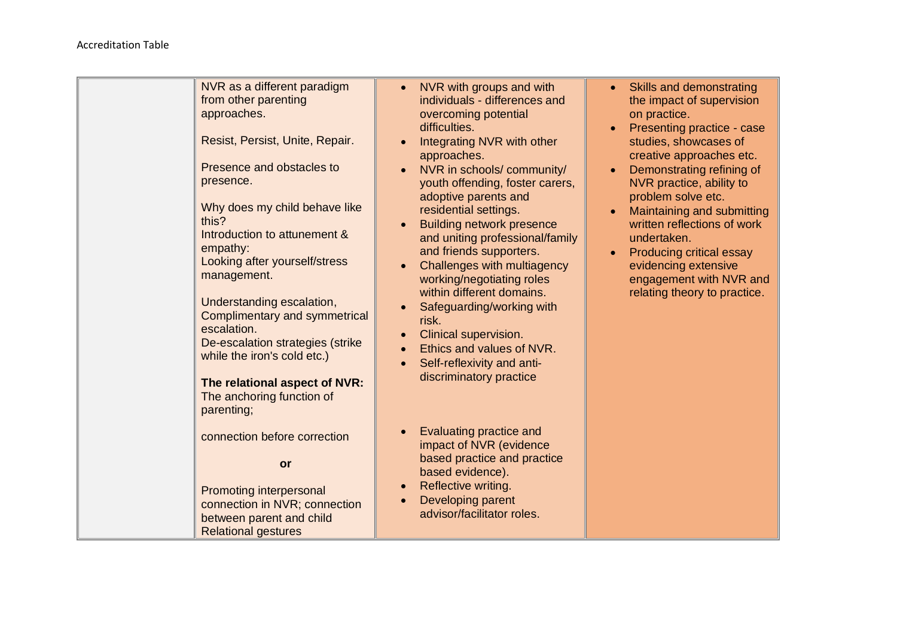| | | | |
|---|---|---|---|
| | NVR as a different paradigm from other parenting approaches.<br><br>Resist, Persist, Unite, Repair.<br><br>Presence and obstacles to presence.<br><br>Why does my child behave like this?<br>Introduction to attunement & empathy:<br>Looking after yourself/stress management.<br><br>Understanding escalation, Complimentary and symmetrical escalation.<br>De-escalation strategies (strike while the iron's cold etc.)<br><br>**The relational aspect of NVR:** The anchoring function of parenting;<br><br>connection before correction<br><br>**or**<br><br>Promoting interpersonal connection in NVR; connection between parent and child Relational gestures | • NVR with groups and with individuals - differences and overcoming potential difficulties.<br>• Integrating NVR with other approaches.<br>• NVR in schools/ community/ youth offending, foster carers, adoptive parents and residential settings.<br>• Building network presence and uniting professional/family and friends supporters.<br>• Challenges with multiagency working/negotiating roles within different domains.<br>• Safeguarding/working with risk.<br>• Clinical supervision.<br>• Ethics and values of NVR.<br>• Self-reflexivity and anti-discriminatory practice<br><br>• Evaluating practice and impact of NVR (evidence based practice and practice based evidence).<br>• Reflective writing.<br>• Developing parent advisor/facilitator roles. | • Skills and demonstrating the impact of supervision on practice.<br>• Presenting practice - case studies, showcases of creative approaches etc.<br>• Demonstrating refining of NVR practice, ability to problem solve etc.<br>• Maintaining and submitting written reflections of work undertaken.<br>• Producing critical essay evidencing extensive engagement with NVR and relating theory to practice. |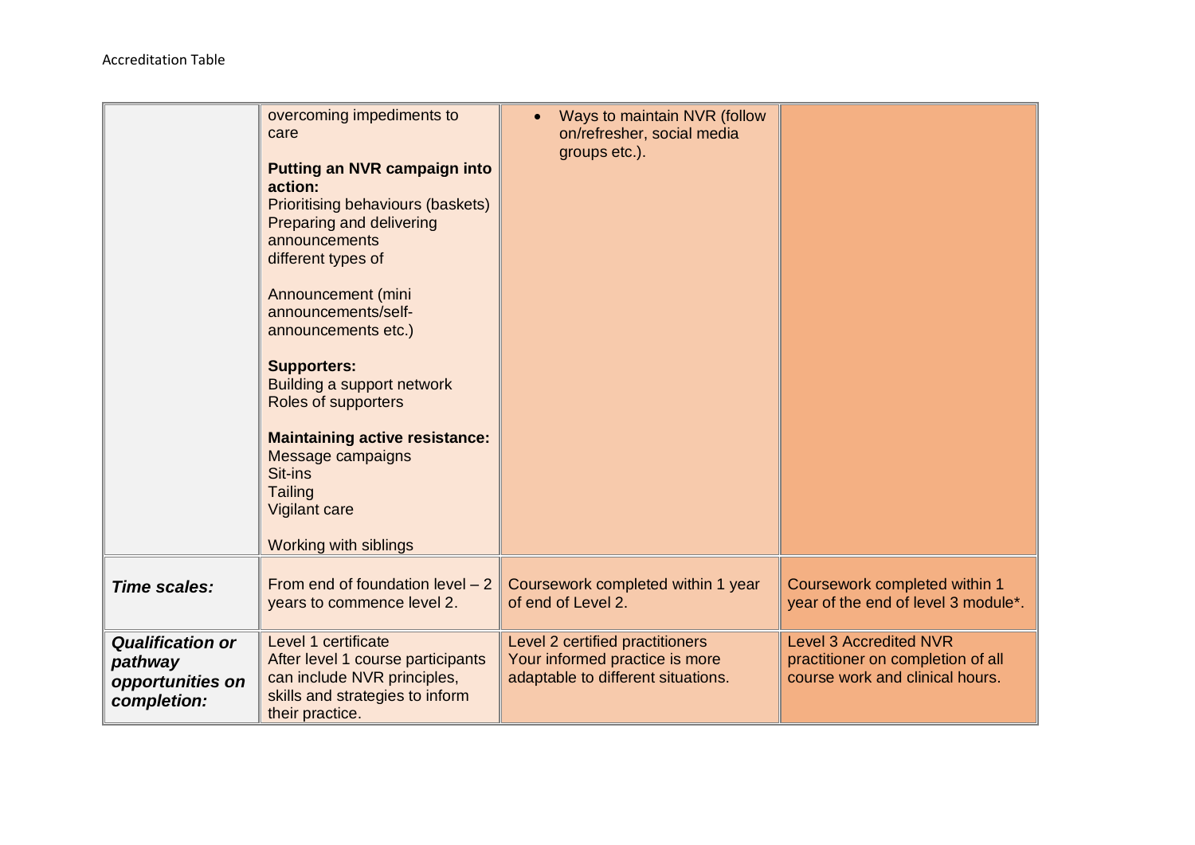Accreditation Table

| | | | |
|---|---|---|---|
| | overcoming impediments to care<br><br>**Putting an NVR campaign into action:**<br>Prioritising behaviours (baskets)<br>Preparing and delivering announcements<br>different types of<br><br>Announcement (mini announcements/self-announcements etc.)<br><br>**Supporters:**<br>Building a support network<br>Roles of supporters<br><br>**Maintaining active resistance:**<br>Message campaigns<br>Sit-ins<br>Tailing<br>Vigilant care<br><br>Working with siblings | • Ways to maintain NVR (follow on/refresher, social media groups etc.). | |
| ***Time scales:*** | From end of foundation level – 2 years to commence level 2. | Coursework completed within 1 year of end of Level 2. | Coursework completed within 1 year of the end of level 3 module*. |
| ***Qualification or pathway opportunities on completion:*** | Level 1 certificate<br>After level 1 course participants can include NVR principles, skills and strategies to inform their practice. | Level 2 certified practitioners<br>Your informed practice is more adaptable to different situations. | Level 3 Accredited NVR practitioner on completion of all course work and clinical hours. |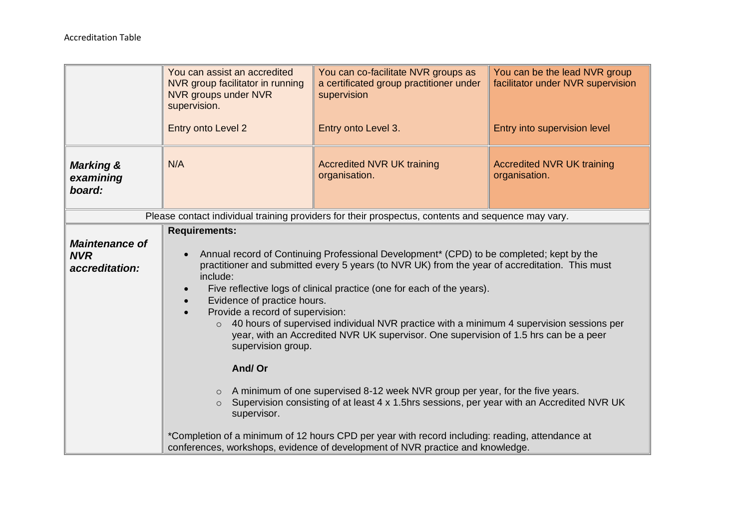Accreditation Table

| | You can assist an accredited NVR group facilitator in running NVR groups under NVR supervision.<br><br>Entry onto Level 2 | You can co-facilitate NVR groups as a certificated group practitioner under supervision<br><br>Entry onto Level 3. | You can be the lead NVR group facilitator under NVR supervision<br><br>Entry into supervision level |
|---|---|---|---|
| ***Marking & examining board:*** | N/A | Accredited NVR UK training organisation. | Accredited NVR UK training organisation. |
| Please contact individual training providers for their prospectus, contents and sequence may vary. | | | |
| ***Maintenance of NVR accreditation:*** | **Requirements:**<br><br>• Annual record of Continuing Professional Development* (CPD) to be completed; kept by the practitioner and submitted every 5 years (to NVR UK) from the year of accreditation. This must include:<br>• Five reflective logs of clinical practice (one for each of the years).<br>• Evidence of practice hours.<br>• Provide a record of supervision:<br>&nbsp;&nbsp;&nbsp;&nbsp;○ 40 hours of supervised individual NVR practice with a minimum 4 supervision sessions per year, with an Accredited NVR UK supervisor. One supervision of 1.5 hrs can be a peer supervision group.<br><br>&nbsp;&nbsp;&nbsp;&nbsp;**And/ Or**<br><br>&nbsp;&nbsp;&nbsp;&nbsp;○ A minimum of one supervised 8-12 week NVR group per year, for the five years.<br>&nbsp;&nbsp;&nbsp;&nbsp;○ Supervision consisting of at least 4 x 1.5hrs sessions, per year with an Accredited NVR UK supervisor.<br><br>*Completion of a minimum of 12 hours CPD per year with record including: reading, attendance at conferences, workshops, evidence of development of NVR practice and knowledge. | | |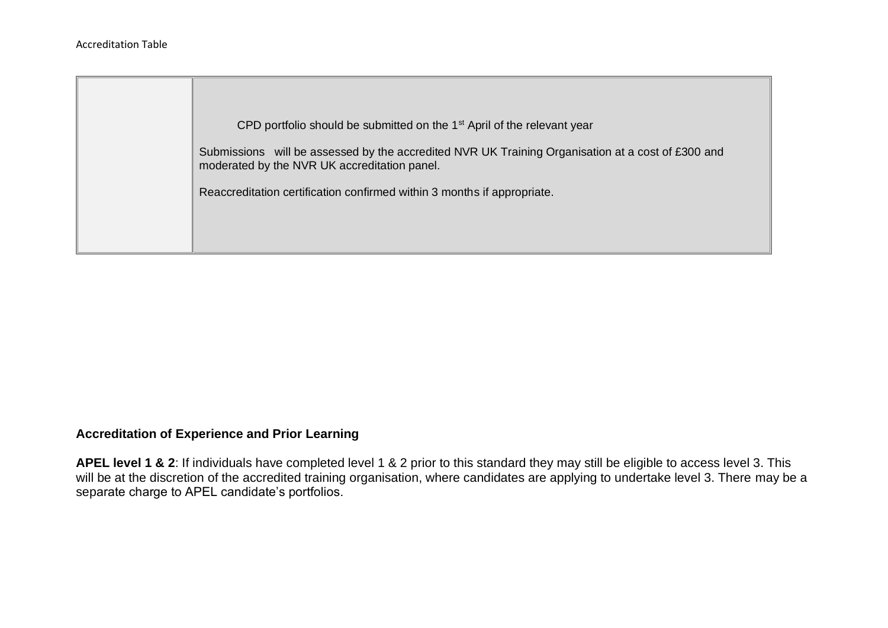| | CPD portfolio should be submitted on the 1st April of the relevant year<br><br>Submissions will be assessed by the accredited NVR UK Training Organisation at a cost of £300 and moderated by the NVR UK accreditation panel.<br><br>Reaccreditation certification confirmed within 3 months if appropriate. |
|---|---|

**Accreditation of Experience and Prior Learning**

**APEL level 1 & 2**: If individuals have completed level 1 & 2 prior to this standard they may still be eligible to access level 3. This will be at the discretion of the accredited training organisation, where candidates are applying to undertake level 3. There may be a separate charge to APEL candidate's portfolios.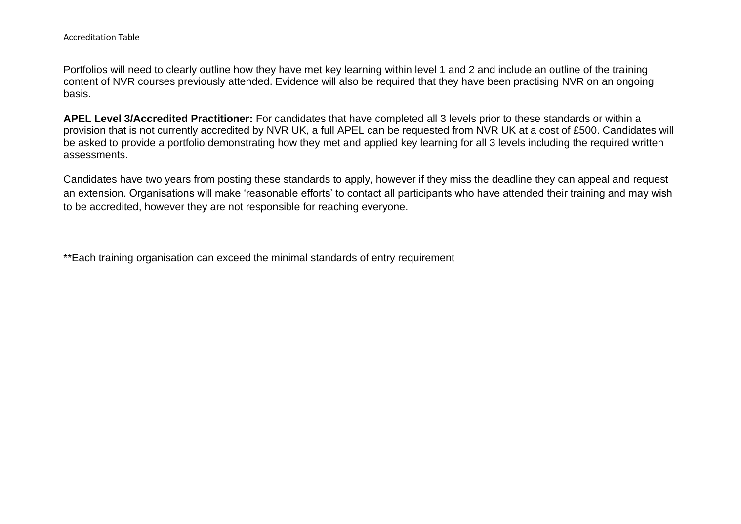Portfolios will need to clearly outline how they have met key learning within level 1 and 2 and include an outline of the training content of NVR courses previously attended. Evidence will also be required that they have been practising NVR on an ongoing basis.

**APEL Level 3/Accredited Practitioner:** For candidates that have completed all 3 levels prior to these standards or within a provision that is not currently accredited by NVR UK, a full APEL can be requested from NVR UK at a cost of £500. Candidates will be asked to provide a portfolio demonstrating how they met and applied key learning for all 3 levels including the required written assessments.

Candidates have two years from posting these standards to apply, however if they miss the deadline they can appeal and request an extension. Organisations will make 'reasonable efforts' to contact all participants who have attended their training and may wish to be accredited, however they are not responsible for reaching everyone.

**Each training organisation can exceed the minimal standards of entry requirement